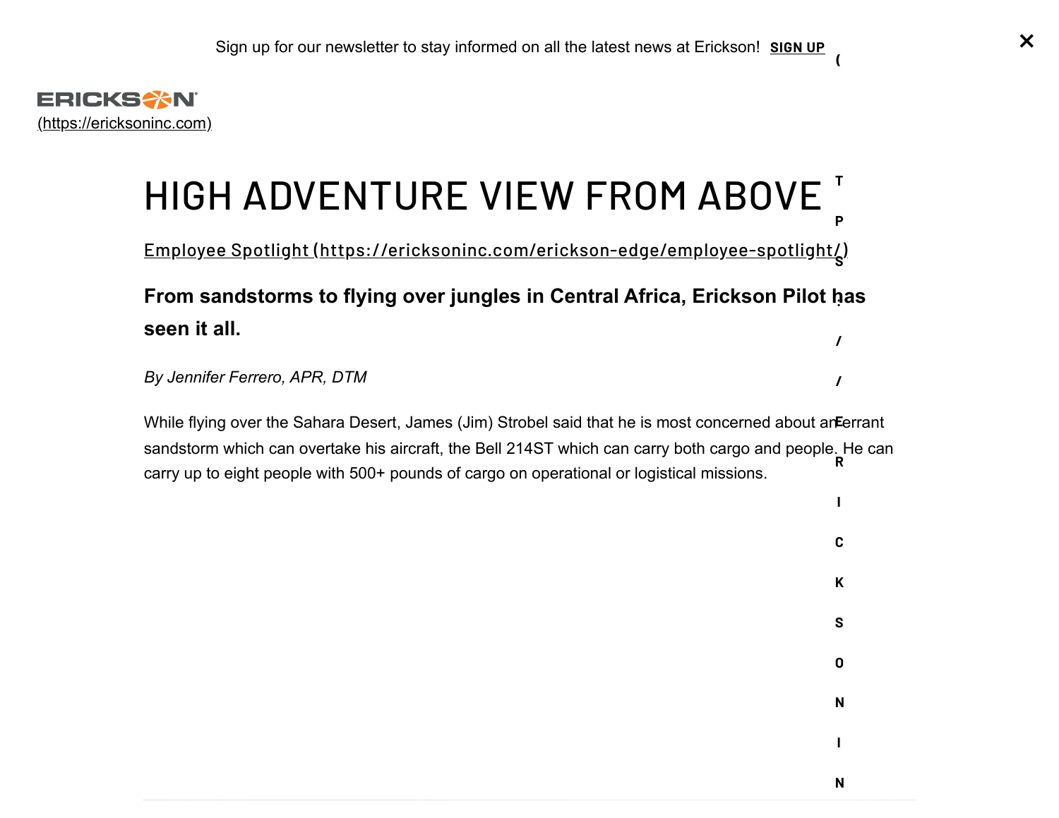Sign up for our newsletter to stay informed on all the latest news at Erickson! **SIGN UP**

ERICKSON (https://ericksoninc.com)

# HIGH ADVENTURE VIEW FROM ABOVE

Employee Spotlight (https://ericksoninc.com/erickson-edge/employee-spotlight/)

**From sandstorms to flying over jungles in Central Africa, Erickson Pilot has seen it all.**

*By Jennifer Ferrero, APR, DTM*

While flying over the Sahara Desert, James (Jim) Strobel said that he is most concerned about an errant sandstorm which can overtake his aircraft, the Bell 214ST which can carry both cargo and people. He can carry up to eight people with 500+ pounds of cargo on operational or logistical missions.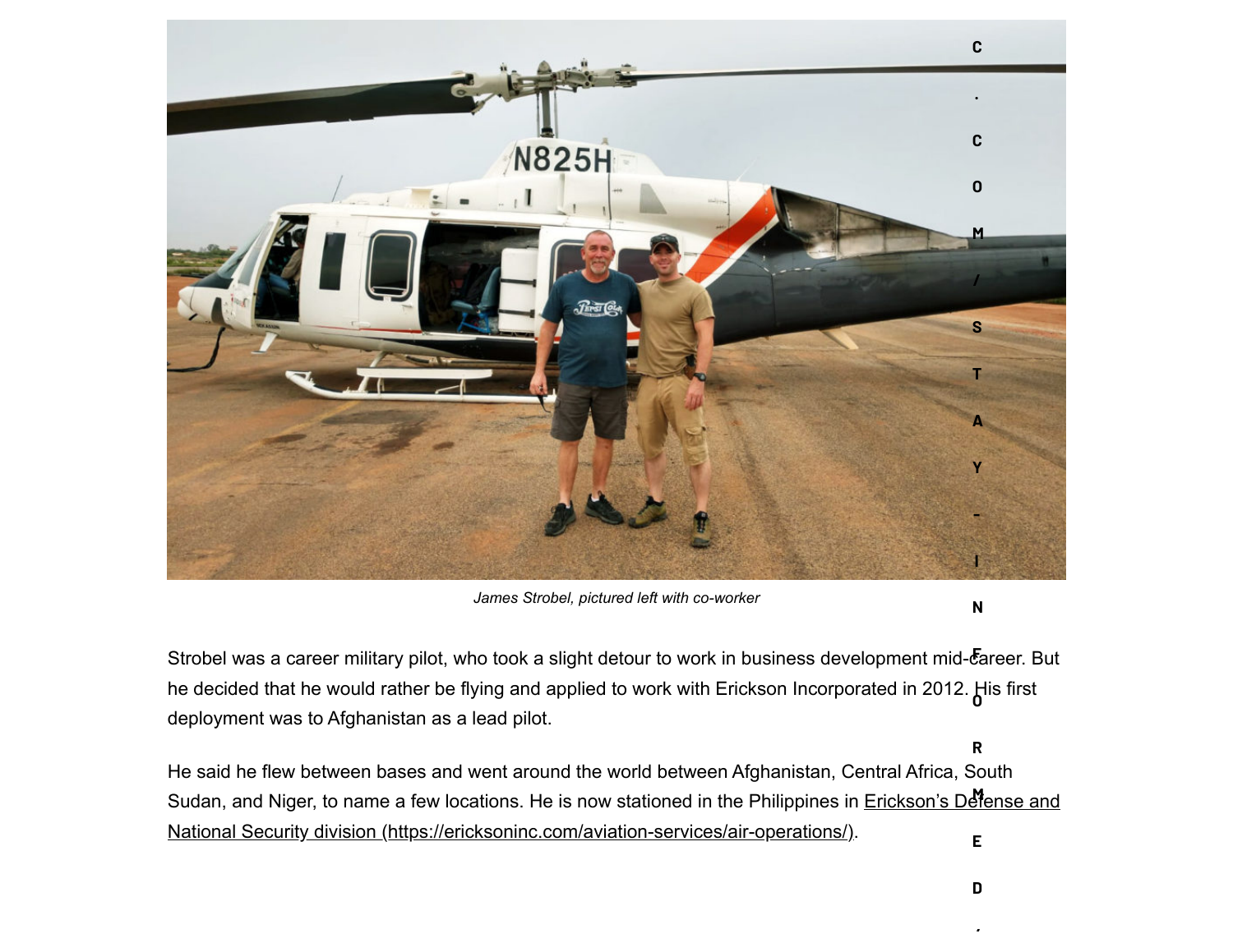*James Strobel, pictured left with co-worker*

Strobel was a career military pilot, who took a slight detour to work in business development mid-career. But he decided that he would rather be flying and applied to work with Erickson Incorporated in 2012. His first deployment was to Afghanistan as a lead pilot.

He said he flew between bases and went around the world between Afghanistan, Central Africa, South Sudan, and Niger, to name a few locations. He is now stationed in the Philippines in Erickson's Defense and National Security division (https://ericksoninc.com/aviation-services/air-operations/).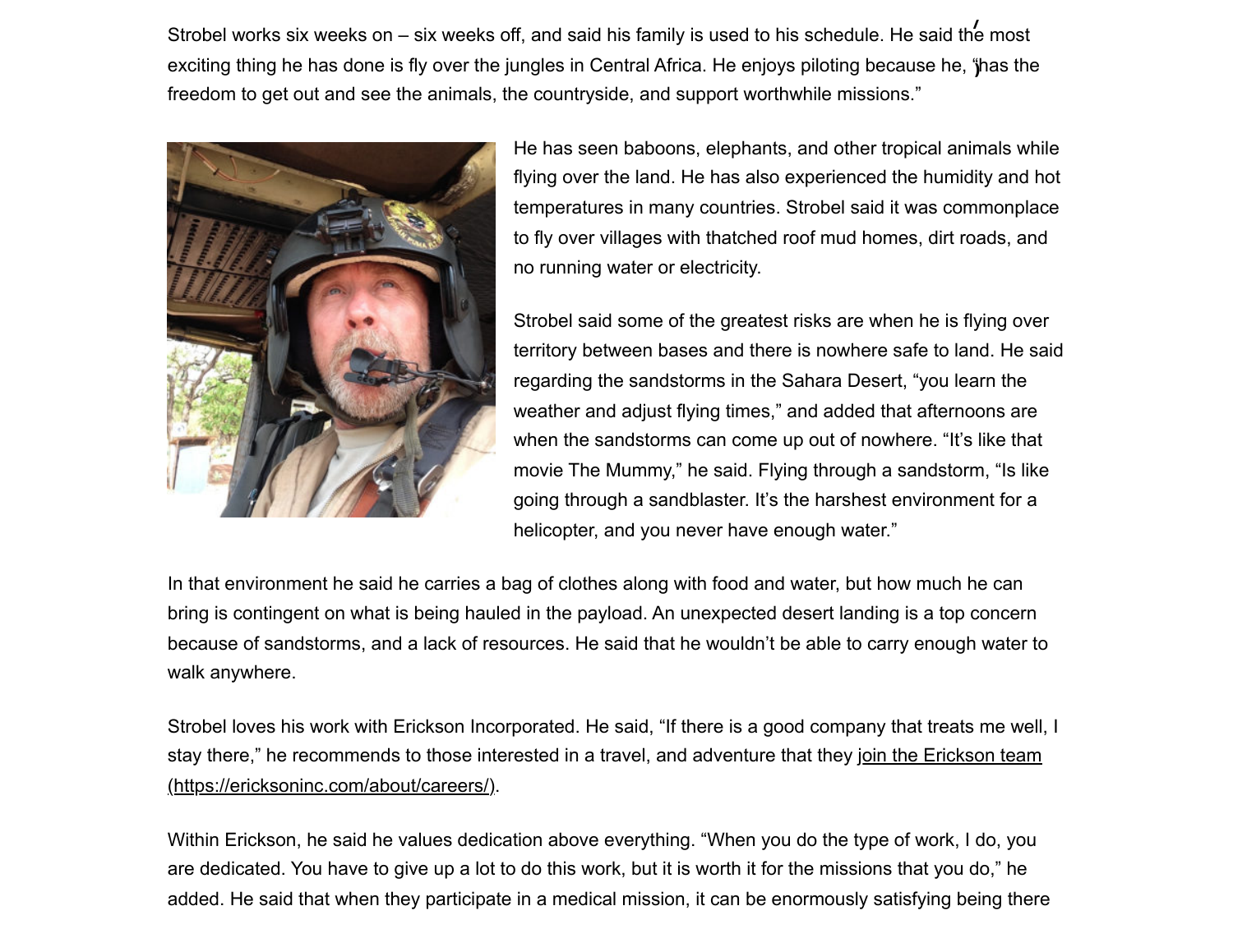Strobel works six weeks on – six weeks off, and said his family is used to his schedule. He said the most exciting thing he has done is fly over the jungles in Central Africa. He enjoys piloting because he, "has the freedom to get out and see the animals, the countryside, and support worthwhile missions."

He has seen baboons, elephants, and other tropical animals while flying over the land. He has also experienced the humidity and hot temperatures in many countries. Strobel said it was commonplace to fly over villages with thatched roof mud homes, dirt roads, and no running water or electricity.

Strobel said some of the greatest risks are when he is flying over territory between bases and there is nowhere safe to land. He said regarding the sandstorms in the Sahara Desert, "you learn the weather and adjust flying times," and added that afternoons are when the sandstorms can come up out of nowhere. "It's like that movie The Mummy," he said. Flying through a sandstorm, "Is like going through a sandblaster. It's the harshest environment for a helicopter, and you never have enough water."

In that environment he said he carries a bag of clothes along with food and water, but how much he can bring is contingent on what is being hauled in the payload. An unexpected desert landing is a top concern because of sandstorms, and a lack of resources. He said that he wouldn't be able to carry enough water to walk anywhere.

Strobel loves his work with Erickson Incorporated. He said, "If there is a good company that treats me well, I stay there," he recommends to those interested in a travel, and adventure that they join the Erickson team (https://ericksoninc.com/about/careers/).

Within Erickson, he said he values dedication above everything. "When you do the type of work, I do, you are dedicated. You have to give up a lot to do this work, but it is worth it for the missions that you do," he added. He said that when they participate in a medical mission, it can be enormously satisfying being there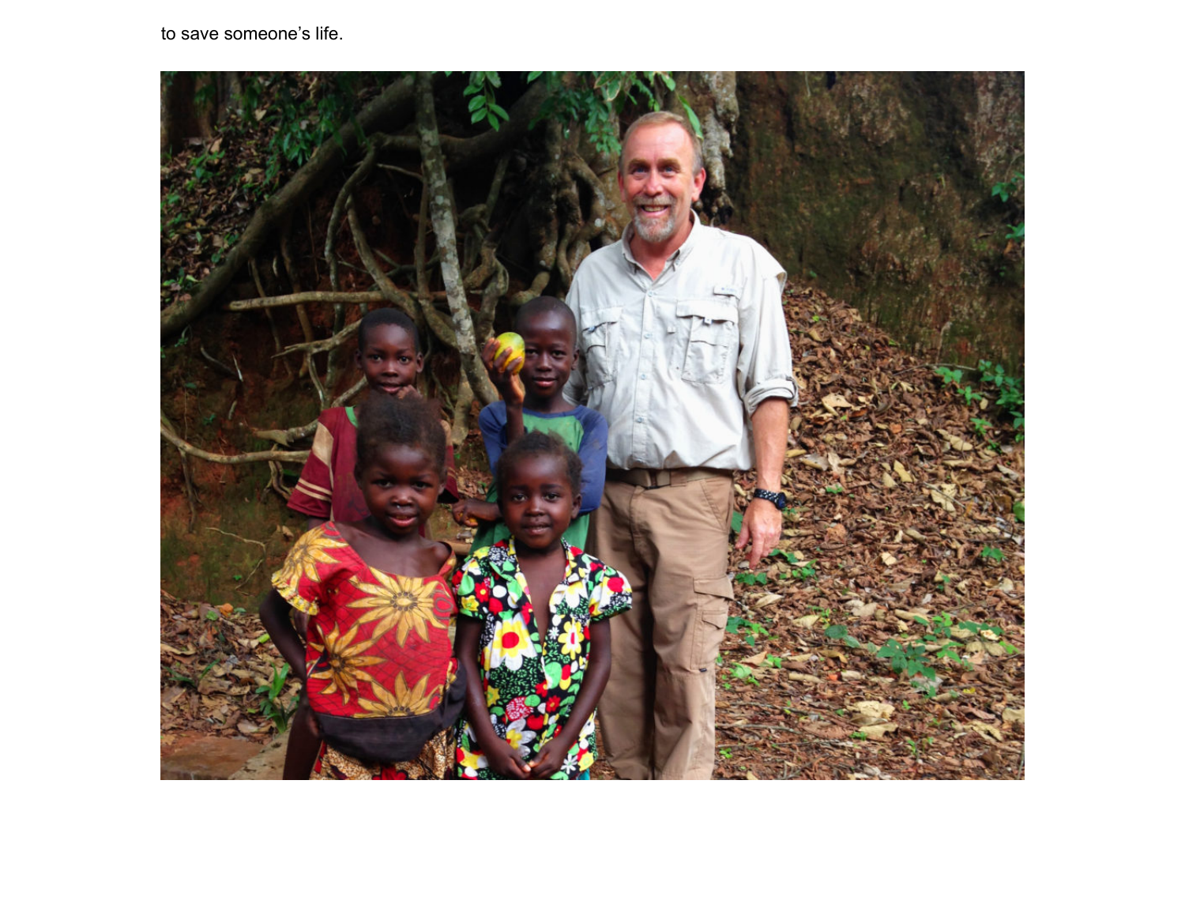to save someone's life.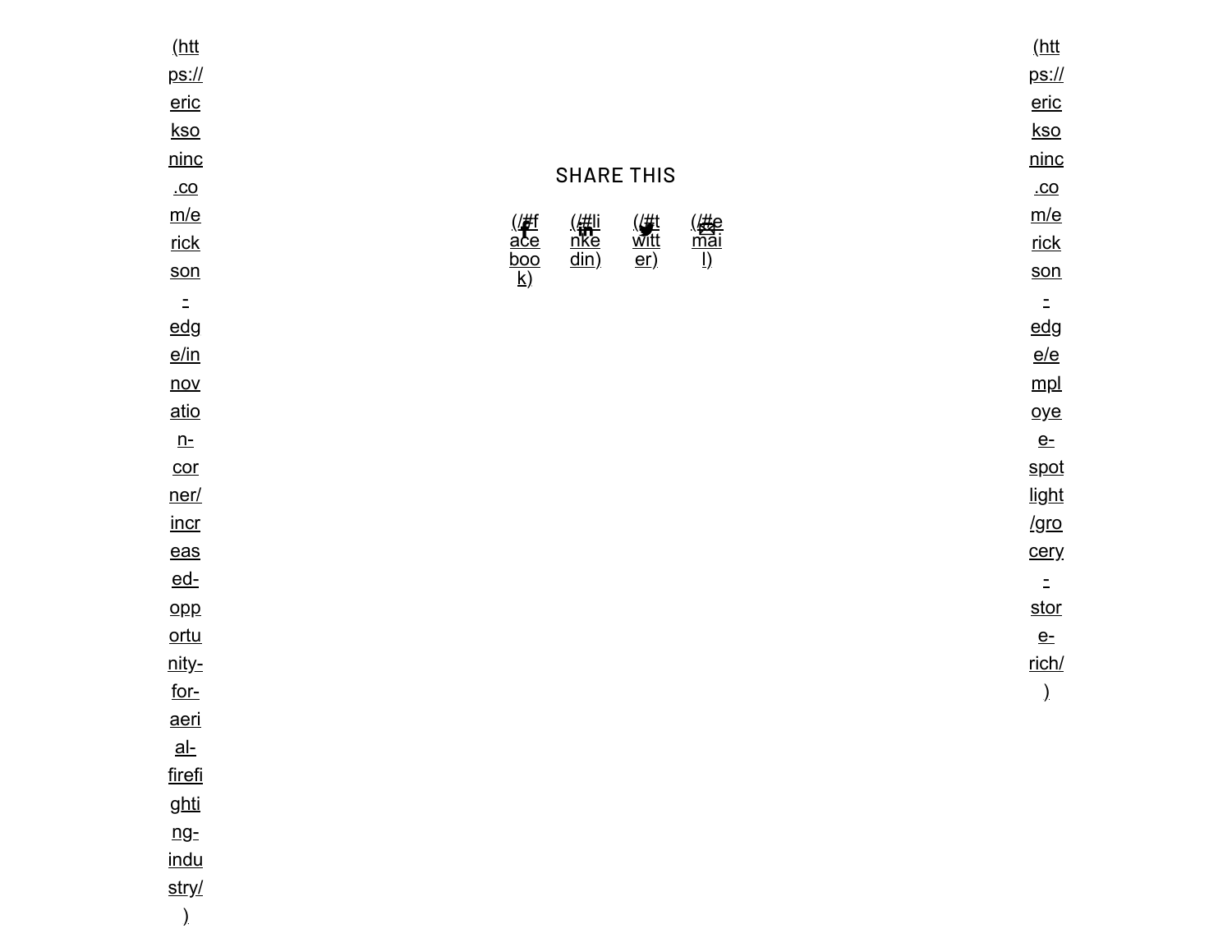(https://ericksoninc.com/erickson-edge/innovation-corner/increased-opportunity-for-aerial-firefighting-industry/)

## SHARE THIS

(//#facebook) (//#linkedin) (//#twitter) (//#email)

(https://ericksoninc.com/erickson-edge/employee-spotlight/grocery-store-rich/)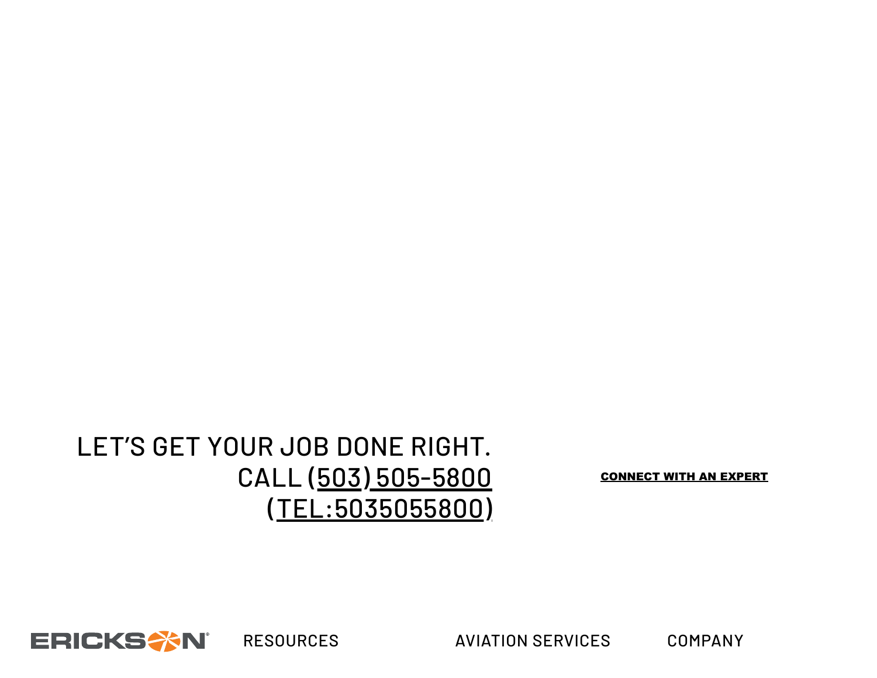LET'S GET YOUR JOB DONE RIGHT.
CALL (503) 505-5800
(TEL:5035055800)

**CONNECT WITH AN EXPERT**

ERICKSON

RESOURCES

AVIATION SERVICES

COMPANY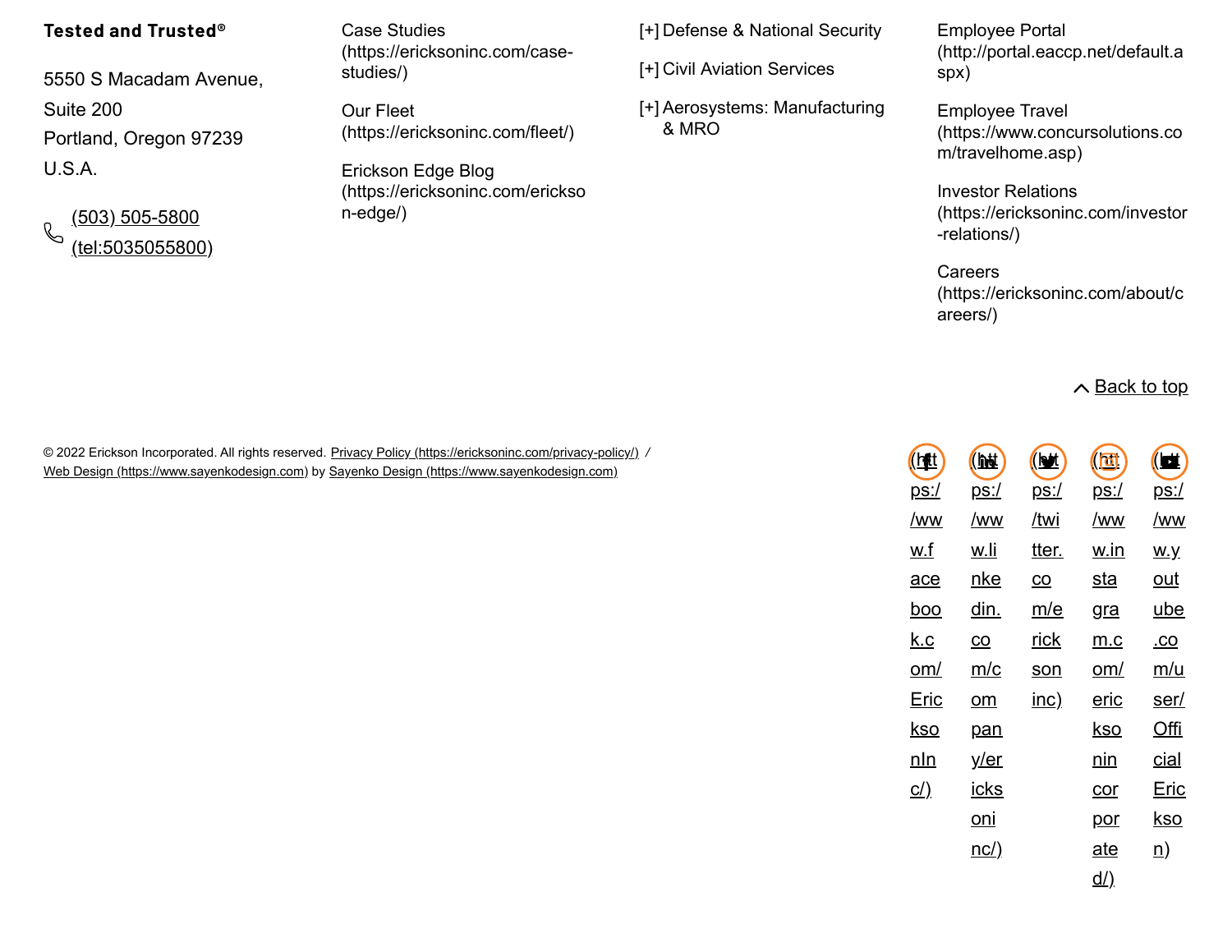**Tested and Trusted®**

5550 S Macadam Avenue,
Suite 200
Portland, Oregon 97239
U.S.A.

(503) 505-5800 (tel:5035055800)

Case Studies (https://ericksoninc.com/case-studies/)

Our Fleet (https://ericksoninc.com/fleet/)

Erickson Edge Blog (https://ericksoninc.com/erickson-edge/)

[+] Defense & National Security

[+] Civil Aviation Services

[+] Aerosystems: Manufacturing & MRO

Employee Portal (http://portal.eaccp.net/default.aspx)

Employee Travel (https://www.concursolutions.com/travelhome.asp)

Investor Relations (https://ericksoninc.com/investor-relations/)

Careers (https://ericksoninc.com/about/careers/)

Back to top

© 2022 Erickson Incorporated. All rights reserved. Privacy Policy (https://ericksoninc.com/privacy-policy/) / Web Design (https://www.sayenkodesign.com) by Sayenko Design (https://www.sayenkodesign.com)

(https://www.facebook.com/EricksonInc/)
(https://www.linkedin.com/company/ericksoninc/)
(https://twitter.com/ericksoninc)
(https://www.instagram.com/ericksonincorporated/)
(https://www.youtube.com/user/OfficialErickson)